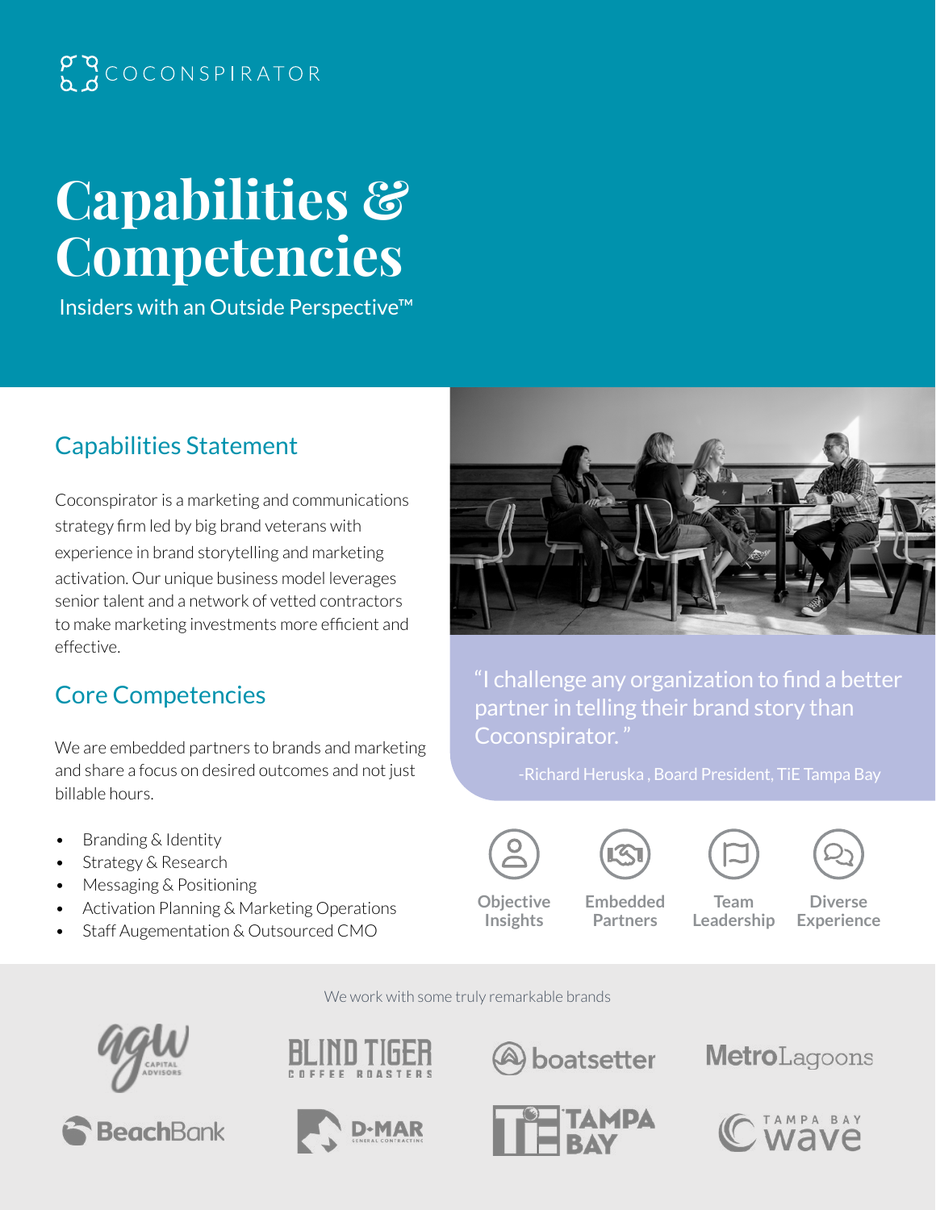COCONSPIRATOR

# Capabilities & Competencies

Insiders with an Outside Perspective™

## Capabilities Statement

Coconspirator is a marketing and communications strategy firm led by big brand veterans with experience in brand storytelling and marketing activation. Our unique business model leverages senior talent and a network of vetted contractors to make marketing investments more efficient and effective.

## Core Competencies

We are embedded partners to brands and marketing and share a focus on desired outcomes and not just billable hours.

- Branding & Identity
- Strategy & Research
- Messaging & Positioning
- Activation Planning & Marketing Operations
- Staff Augementation & Outsourced CMO

"I challenge any organization to find a better partner in telling their brand story than Coconspirator. "

-Richard Heruska , Board President, TiE Tampa Bay

Objective Insights | Embedded Partners | Team Leadership | Diverse Experience

We work with some truly remarkable brands

agw Capital Advisors · Blind Tiger Coffee Roasters · boatsetter · MetroLagoons · BeachBank · D-MAR General Contracting · TiE Tampa Bay · Tampa Bay Wave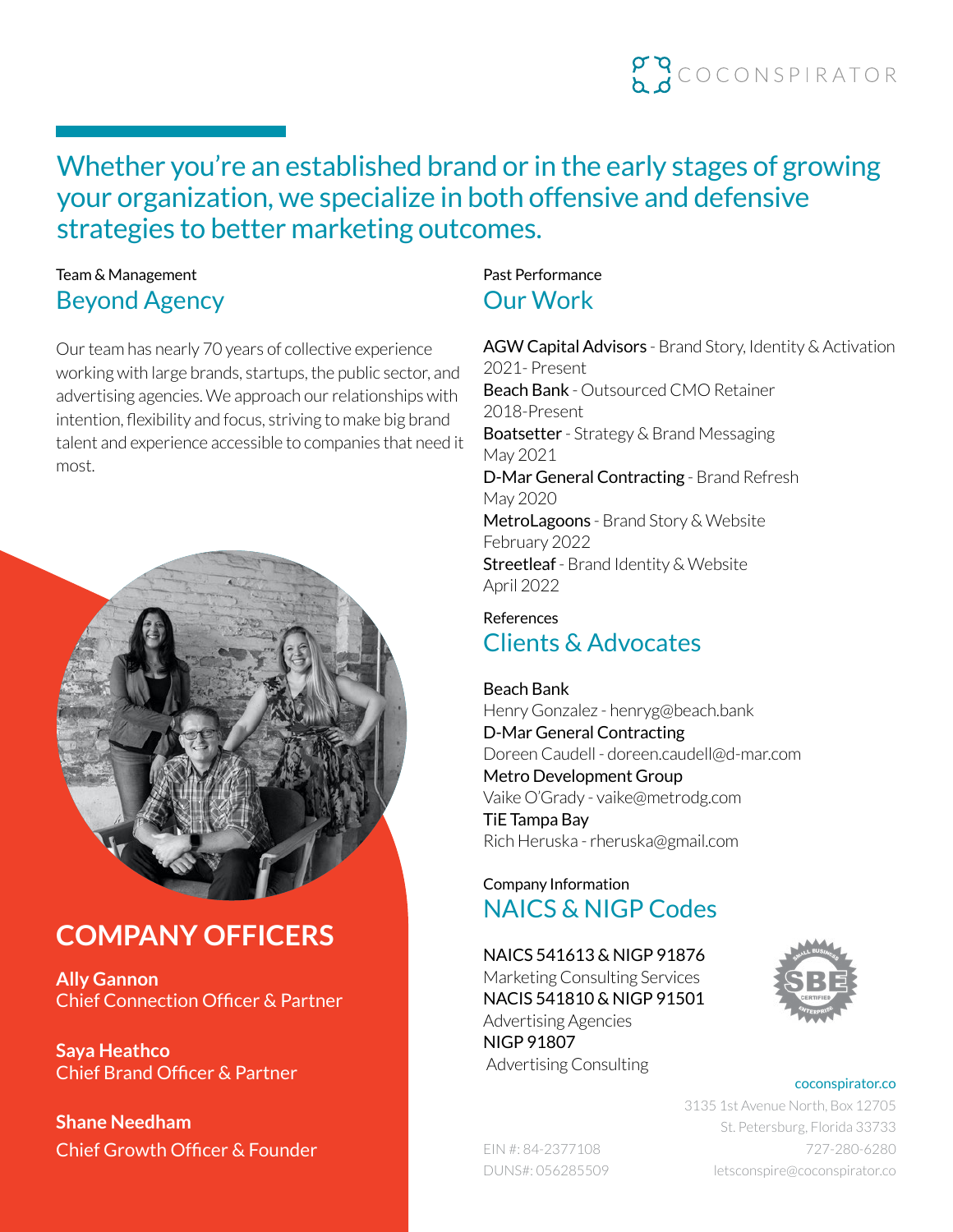COCONSPIRATOR

## Whether you're an established brand or in the early stages of growing your organization, we specialize in both offensive and defensive strategies to better marketing outcomes.

Team & Management

### Beyond Agency

Our team has nearly 70 years of collective experience working with large brands, startups, the public sector, and advertising agencies. We approach our relationships with intention, flexibility and focus, striving to make big brand talent and experience accessible to companies that need it most.

## COMPANY OFFICERS

**Ally Gannon**
Chief Connection Officer & Partner

**Saya Heathco**
Chief Brand Officer & Partner

**Shane Needham**
Chief Growth Officer & Founder

Past Performance

### Our Work

AGW Capital Advisors - Brand Story, Identity & Activation
2021- Present
Beach Bank - Outsourced CMO Retainer
2018-Present
Boatsetter - Strategy & Brand Messaging
May 2021
D-Mar General Contracting - Brand Refresh
May 2020
MetroLagoons - Brand Story & Website
February 2022
Streetleaf - Brand Identity & Website
April 2022

References

### Clients & Advocates

Beach Bank
Henry Gonzalez - henryg@beach.bank
D-Mar General Contracting
Doreen Caudell - doreen.caudell@d-mar.com
Metro Development Group
Vaike O'Grady - vaike@metrodg.com
TiE Tampa Bay
Rich Heruska - rheruska@gmail.com

Company Information

### NAICS & NIGP Codes

NAICS 541613 & NIGP 91876
Marketing Consulting Services
NACIS 541810 & NIGP 91501
Advertising Agencies
NIGP 91807
Advertising Consulting

SMALL BUSINESS SBE CERTIFIED ENTERPRISE

coconspirator.co
3135 1st Avenue North, Box 12705
St. Petersburg, Florida 33733
727-280-6280
letsconspire@coconspirator.co

EIN #: 84-2377108
DUNS#: 056285509